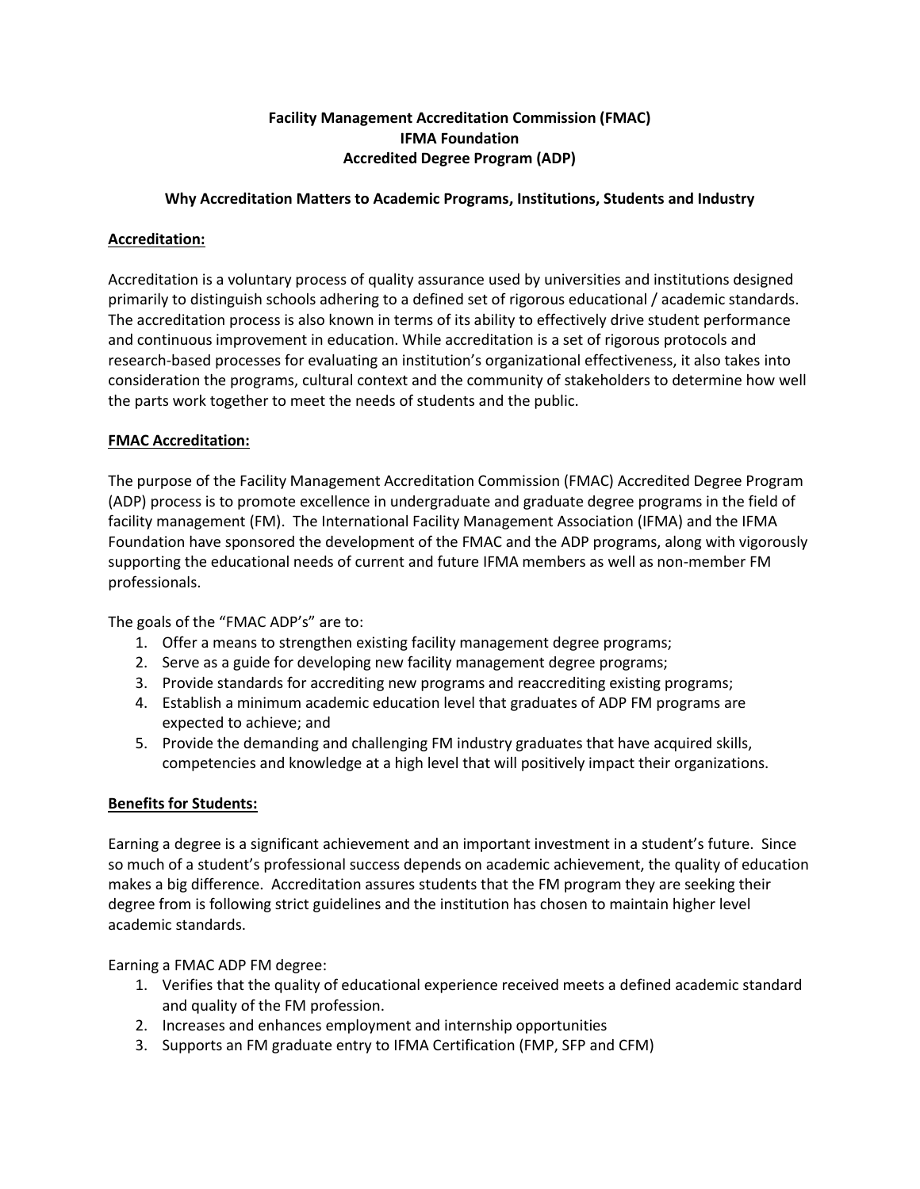**Facility Management Accreditation Commission (FMAC)**
**IFMA Foundation**
**Accredited Degree Program (ADP)**

**Why Accreditation Matters to Academic Programs, Institutions, Students and Industry**

**Accreditation:**

Accreditation is a voluntary process of quality assurance used by universities and institutions designed primarily to distinguish schools adhering to a defined set of rigorous educational / academic standards. The accreditation process is also known in terms of its ability to effectively drive student performance and continuous improvement in education. While accreditation is a set of rigorous protocols and research-based processes for evaluating an institution's organizational effectiveness, it also takes into consideration the programs, cultural context and the community of stakeholders to determine how well the parts work together to meet the needs of students and the public.

**FMAC Accreditation:**

The purpose of the Facility Management Accreditation Commission (FMAC) Accredited Degree Program (ADP) process is to promote excellence in undergraduate and graduate degree programs in the field of facility management (FM). The International Facility Management Association (IFMA) and the IFMA Foundation have sponsored the development of the FMAC and the ADP programs, along with vigorously supporting the educational needs of current and future IFMA members as well as non-member FM professionals.

The goals of the "FMAC ADP's" are to:

1. Offer a means to strengthen existing facility management degree programs;
2. Serve as a guide for developing new facility management degree programs;
3. Provide standards for accrediting new programs and reaccrediting existing programs;
4. Establish a minimum academic education level that graduates of ADP FM programs are expected to achieve; and
5. Provide the demanding and challenging FM industry graduates that have acquired skills, competencies and knowledge at a high level that will positively impact their organizations.

**Benefits for Students:**

Earning a degree is a significant achievement and an important investment in a student's future. Since so much of a student's professional success depends on academic achievement, the quality of education makes a big difference. Accreditation assures students that the FM program they are seeking their degree from is following strict guidelines and the institution has chosen to maintain higher level academic standards.

Earning a FMAC ADP FM degree:

1. Verifies that the quality of educational experience received meets a defined academic standard and quality of the FM profession.
2. Increases and enhances employment and internship opportunities
3. Supports an FM graduate entry to IFMA Certification (FMP, SFP and CFM)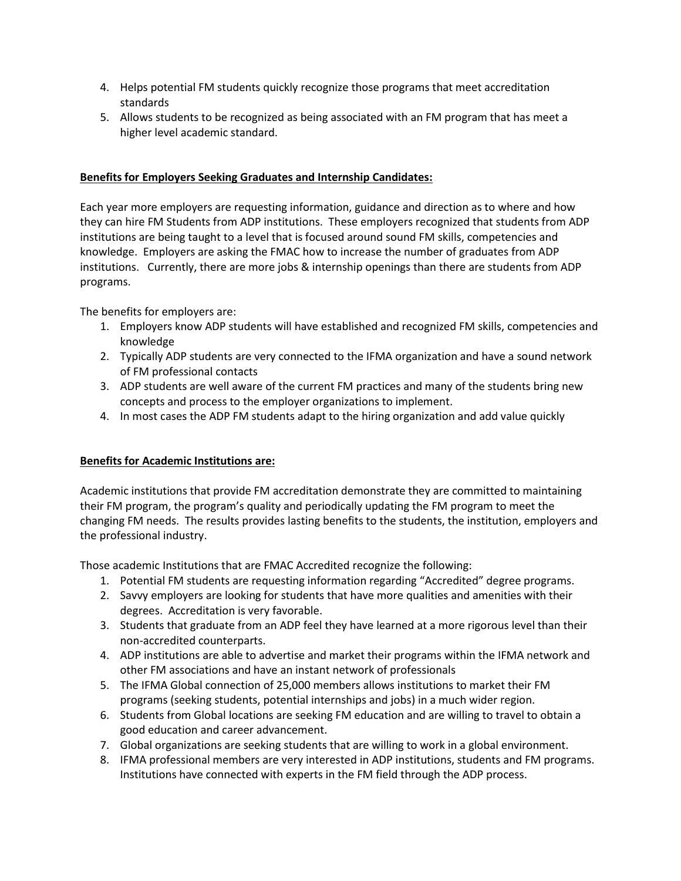4. Helps potential FM students quickly recognize those programs that meet accreditation standards
5. Allows students to be recognized as being associated with an FM program that has meet a higher level academic standard.

**<u>Benefits for Employers Seeking Graduates and Internship Candidates:</u>**

Each year more employers are requesting information, guidance and direction as to where and how they can hire FM Students from ADP institutions. These employers recognized that students from ADP institutions are being taught to a level that is focused around sound FM skills, competencies and knowledge. Employers are asking the FMAC how to increase the number of graduates from ADP institutions. Currently, there are more jobs & internship openings than there are students from ADP programs.

The benefits for employers are:

1. Employers know ADP students will have established and recognized FM skills, competencies and knowledge
2. Typically ADP students are very connected to the IFMA organization and have a sound network of FM professional contacts
3. ADP students are well aware of the current FM practices and many of the students bring new concepts and process to the employer organizations to implement.
4. In most cases the ADP FM students adapt to the hiring organization and add value quickly

**<u>Benefits for Academic Institutions are:</u>**

Academic institutions that provide FM accreditation demonstrate they are committed to maintaining their FM program, the program's quality and periodically updating the FM program to meet the changing FM needs. The results provides lasting benefits to the students, the institution, employers and the professional industry.

Those academic Institutions that are FMAC Accredited recognize the following:

1. Potential FM students are requesting information regarding "Accredited" degree programs.
2. Savvy employers are looking for students that have more qualities and amenities with their degrees. Accreditation is very favorable.
3. Students that graduate from an ADP feel they have learned at a more rigorous level than their non-accredited counterparts.
4. ADP institutions are able to advertise and market their programs within the IFMA network and other FM associations and have an instant network of professionals
5. The IFMA Global connection of 25,000 members allows institutions to market their FM programs (seeking students, potential internships and jobs) in a much wider region.
6. Students from Global locations are seeking FM education and are willing to travel to obtain a good education and career advancement.
7. Global organizations are seeking students that are willing to work in a global environment.
8. IFMA professional members are very interested in ADP institutions, students and FM programs. Institutions have connected with experts in the FM field through the ADP process.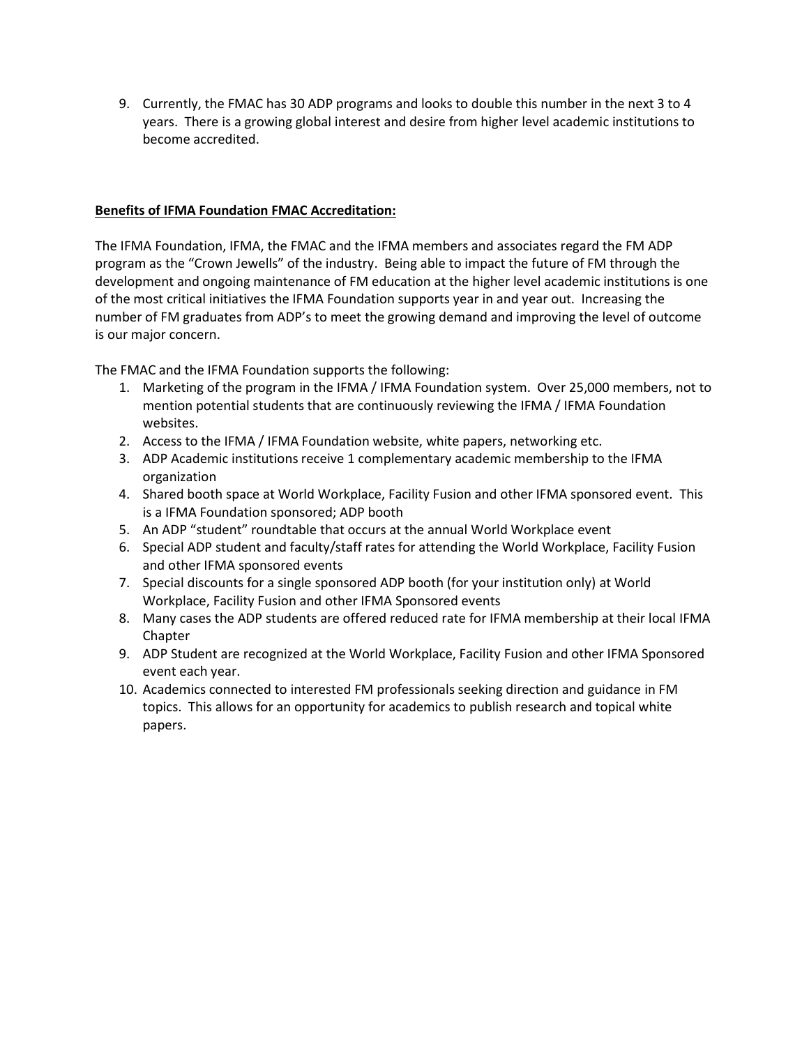9. Currently, the FMAC has 30 ADP programs and looks to double this number in the next 3 to 4 years. There is a growing global interest and desire from higher level academic institutions to become accredited.

**Benefits of IFMA Foundation FMAC Accreditation:**

The IFMA Foundation, IFMA, the FMAC and the IFMA members and associates regard the FM ADP program as the "Crown Jewells" of the industry. Being able to impact the future of FM through the development and ongoing maintenance of FM education at the higher level academic institutions is one of the most critical initiatives the IFMA Foundation supports year in and year out. Increasing the number of FM graduates from ADP's to meet the growing demand and improving the level of outcome is our major concern.

The FMAC and the IFMA Foundation supports the following:

1. Marketing of the program in the IFMA / IFMA Foundation system. Over 25,000 members, not to mention potential students that are continuously reviewing the IFMA / IFMA Foundation websites.
2. Access to the IFMA / IFMA Foundation website, white papers, networking etc.
3. ADP Academic institutions receive 1 complementary academic membership to the IFMA organization
4. Shared booth space at World Workplace, Facility Fusion and other IFMA sponsored event. This is a IFMA Foundation sponsored; ADP booth
5. An ADP "student" roundtable that occurs at the annual World Workplace event
6. Special ADP student and faculty/staff rates for attending the World Workplace, Facility Fusion and other IFMA sponsored events
7. Special discounts for a single sponsored ADP booth (for your institution only) at World Workplace, Facility Fusion and other IFMA Sponsored events
8. Many cases the ADP students are offered reduced rate for IFMA membership at their local IFMA Chapter
9. ADP Student are recognized at the World Workplace, Facility Fusion and other IFMA Sponsored event each year.
10. Academics connected to interested FM professionals seeking direction and guidance in FM topics. This allows for an opportunity for academics to publish research and topical white papers.